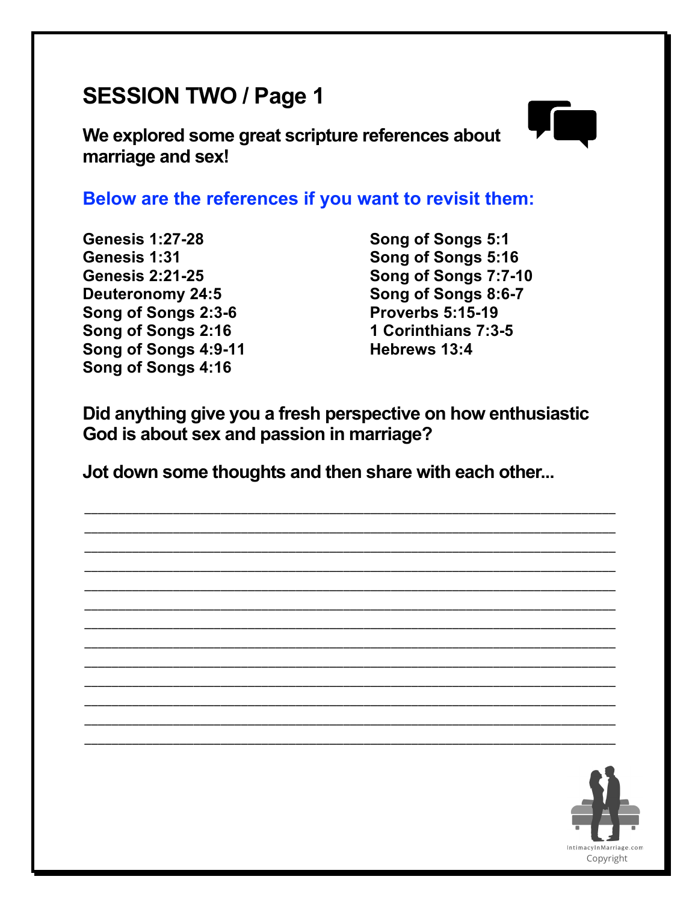# SESSION TWO / Page 1

**We explored some great scripture references about marriage and sex!**

## Below are the references if you want to revisit them:

**Genesis 1:27-28**
**Genesis 1:31**
**Genesis 2:21-25**
**Deuteronomy 24:5**
**Song of Songs 2:3-6**
**Song of Songs 2:16**
**Song of Songs 4:9-11**
**Song of Songs 4:16**
**Song of Songs 5:1**
**Song of Songs 5:16**
**Song of Songs 7:7-10**
**Song of Songs 8:6-7**
**Proverbs 5:15-19**
**1 Corinthians 7:3-5**
**Hebrews 13:4**

**Did anything give you a fresh perspective on how enthusiastic God is about sex and passion in marriage?**

**Jot down some thoughts and then share with each other...**

___________________________________________________________________
___________________________________________________________________
___________________________________________________________________
___________________________________________________________________
___________________________________________________________________
___________________________________________________________________
___________________________________________________________________
___________________________________________________________________
___________________________________________________________________
___________________________________________________________________
___________________________________________________________________
___________________________________________________________________
___________________________________________________________________

IntimacyInMarriage.com
Copyright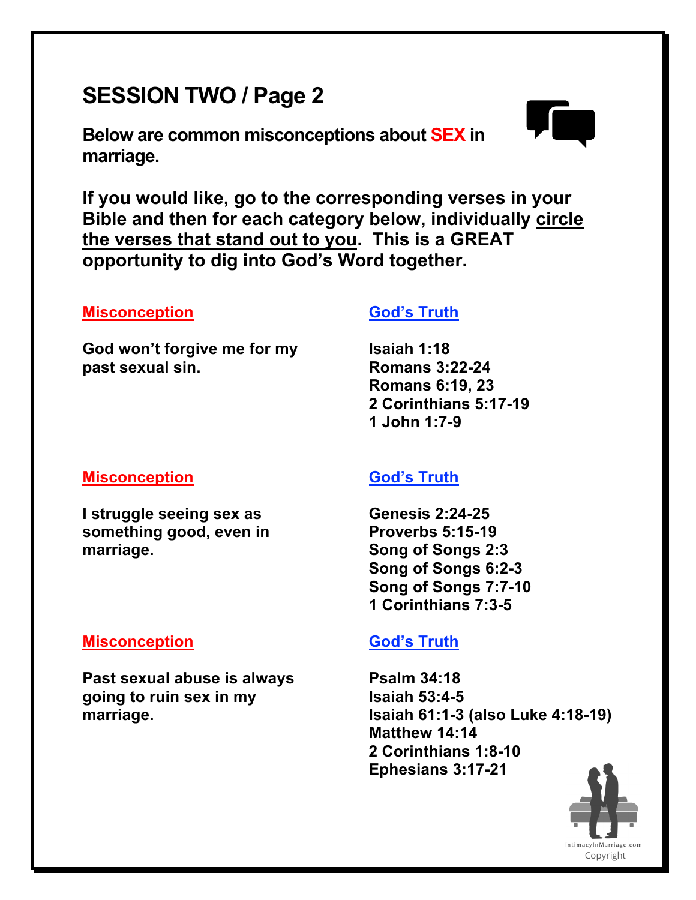# SESSION TWO / Page 2

**Below are common misconceptions about SEX in marriage.**

**If you would like, go to the corresponding verses in your Bible and then for each category below, individually circle the verses that stand out to you. This is a GREAT opportunity to dig into God's Word together.**

| Misconception | God's Truth |
|---|---|
| God won't forgive me for my past sexual sin. | Isaiah 1:18<br>Romans 3:22-24<br>Romans 6:19, 23<br>2 Corinthians 5:17-19<br>1 John 1:7-9 |
| I struggle seeing sex as something good, even in marriage. | Genesis 2:24-25<br>Proverbs 5:15-19<br>Song of Songs 2:3<br>Song of Songs 6:2-3<br>Song of Songs 7:7-10<br>1 Corinthians 7:3-5 |
| Past sexual abuse is always going to ruin sex in my marriage. | Psalm 34:18<br>Isaiah 53:4-5<br>Isaiah 61:1-3 (also Luke 4:18-19)<br>Matthew 14:14<br>2 Corinthians 1:8-10<br>Ephesians 3:17-21 |

IntimacyInMarriage.com
Copyright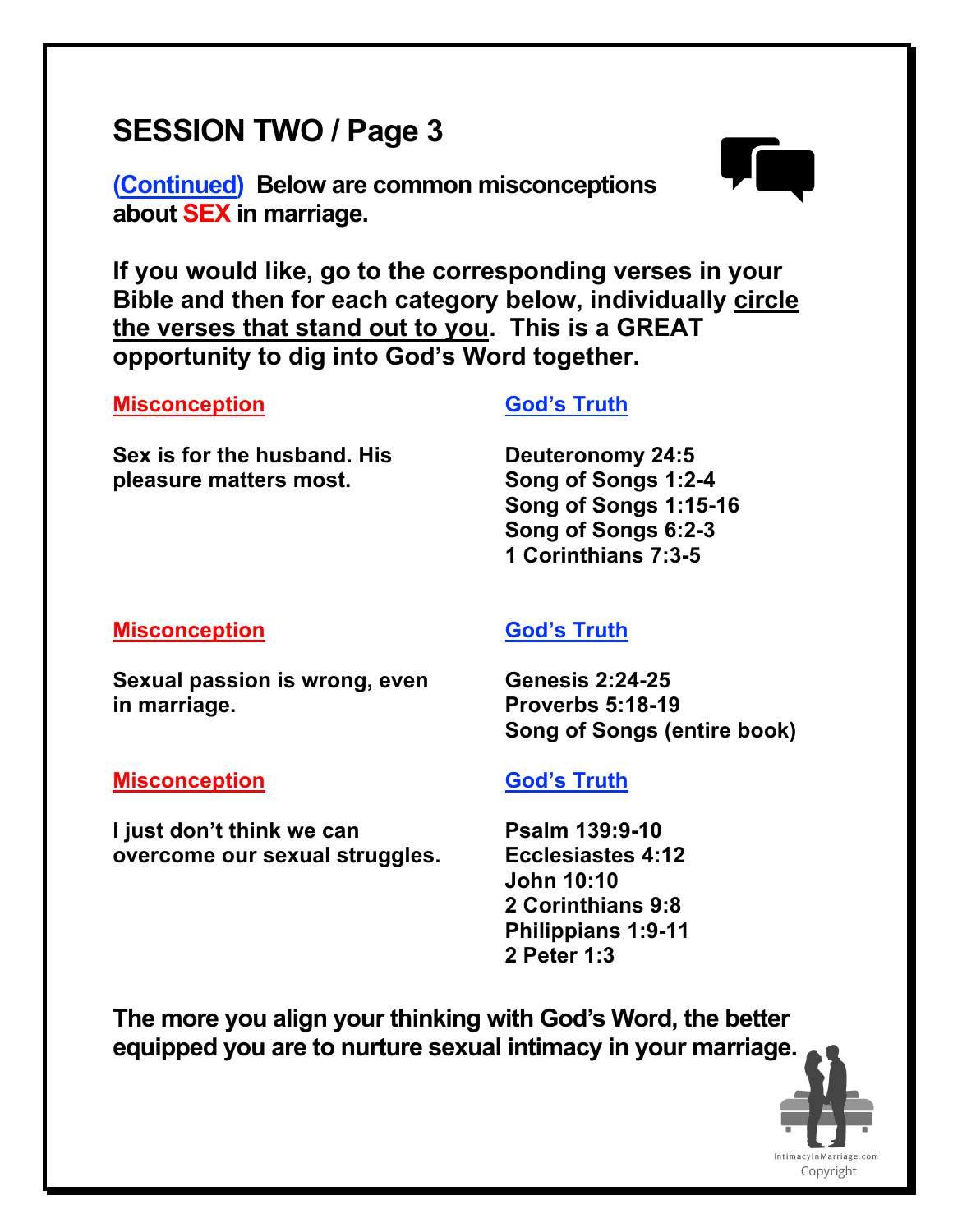# SESSION TWO / Page 3

**(Continued) Below are common misconceptions about SEX in marriage.**

**If you would like, go to the corresponding verses in your Bible and then for each category below, individually circle the verses that stand out to you. This is a GREAT opportunity to dig into God's Word together.**

| Misconception | God's Truth |
| --- | --- |
| Sex is for the husband. His pleasure matters most. | Deuteronomy 24:5<br>Song of Songs 1:2-4<br>Song of Songs 1:15-16<br>Song of Songs 6:2-3<br>1 Corinthians 7:3-5 |
| Sexual passion is wrong, even in marriage. | Genesis 2:24-25<br>Proverbs 5:18-19<br>Song of Songs (entire book) |
| I just don't think we can overcome our sexual struggles. | Psalm 139:9-10<br>Ecclesiastes 4:12<br>John 10:10<br>2 Corinthians 9:8<br>Philippians 1:9-11<br>2 Peter 1:3 |

**The more you align your thinking with God's Word, the better equipped you are to nurture sexual intimacy in your marriage.**

IntimacyInMarriage.com
Copyright